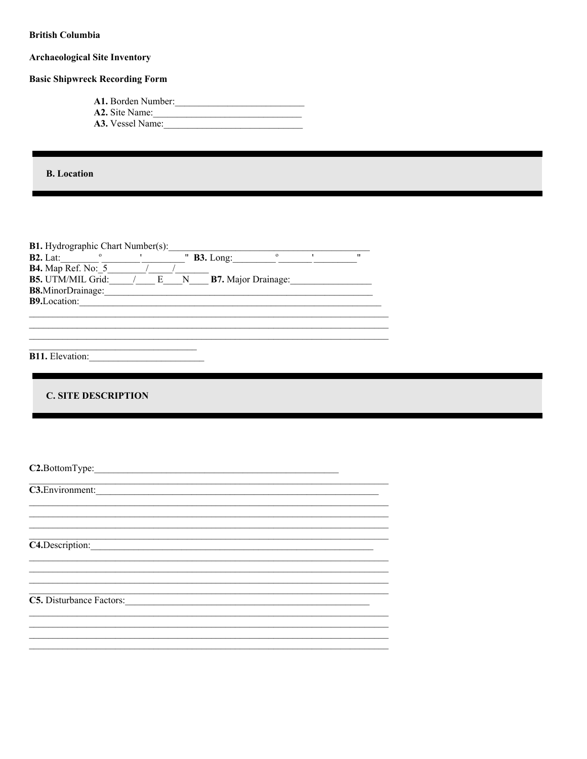**British Columbia**

**Archaeological Site Inventory**

**Basic Shipwreck Recording Form**

**A1.** Borden Number:___________________________
**A2.** Site Name:_______________________________
**A3.** Vessel Name:_____________________________

## B. Location

**B1.** Hydrographic Chart Number(s):__________________________________________
**B2.** Lat:________°________'________" **B3.** Long:________°_______'_________"
**B4.** Map Ref. No:_5_______/_____/_______
**B5.** UTM/MIL Grid:_____/____ E____N____ **B7.** Major Drainage:_________________
**B8.**MinorDrainage:____________________________________________________________
**B9.**Location:_________________________________________________________________
_____________________________________________________________________________
_____________________________________________________________________________
_____________________________________________________________________________
___________________________________
**B11.** Elevation:________________________

## C. SITE DESCRIPTION

**C2.**BottomType:______________________________________________________
_____________________________________________________________________________
**C3.**Environment:______________________________________________________________
_____________________________________________________________________________
_____________________________________________________________________________
_____________________________________________________________________________
_____________________________________________________________________________
**C4.**Description:______________________________________________________________
_____________________________________________________________________________
_____________________________________________________________________________
_____________________________________________________________________________
_____________________________________________________________________________
**C5.** Disturbance Factors:______________________________________________________
_____________________________________________________________________________
_____________________________________________________________________________
_____________________________________________________________________________
_____________________________________________________________________________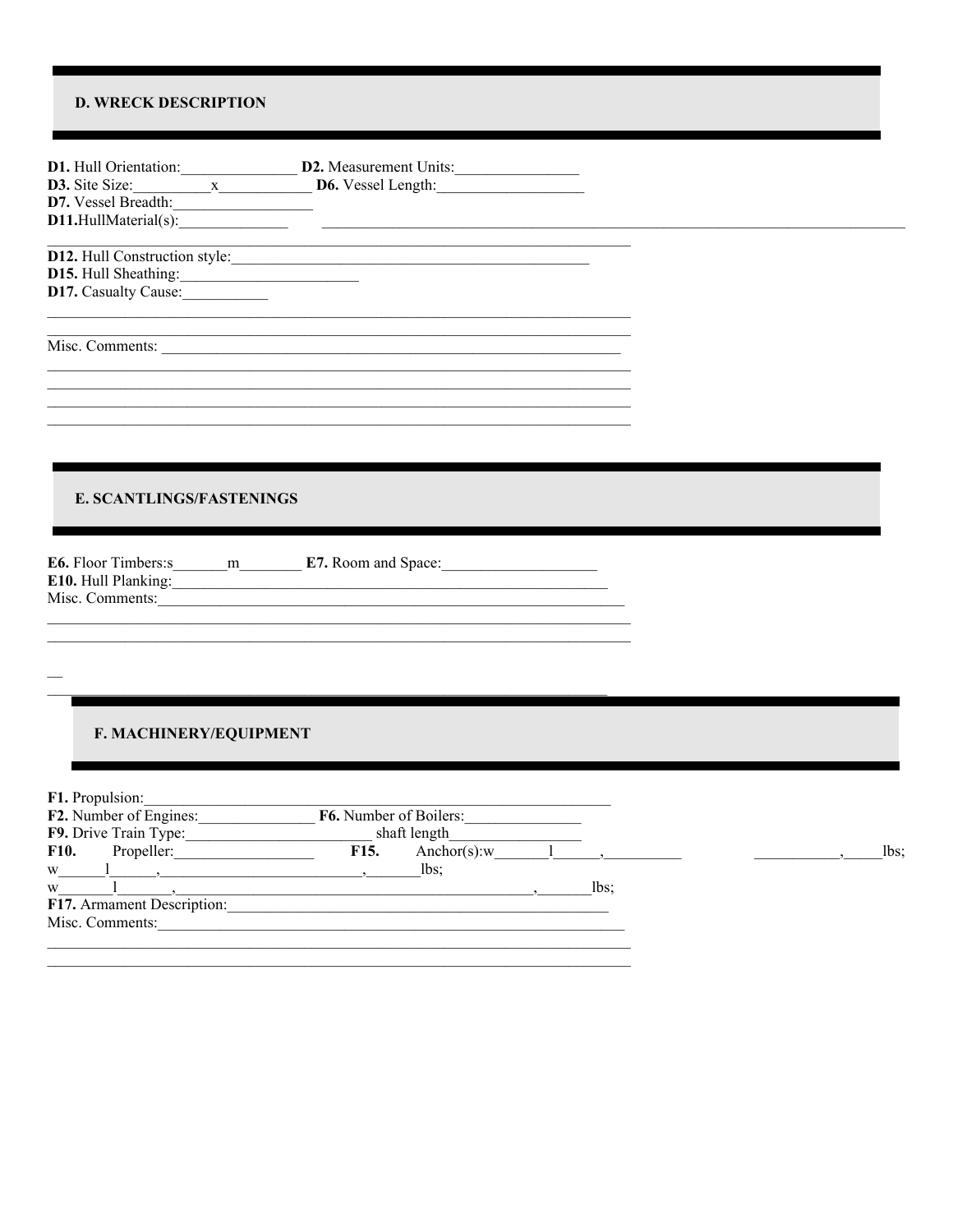## D. WRECK DESCRIPTION

**D1.** Hull Orientation:_______________ **D2.** Measurement Units:________________
**D3.** Site Size:__________x____________ **D6.** Vessel Length:___________________
**D7.** Vessel Breadth:__________________
**D11.**HullMaterial(s):______________ ________________________________________________________________________________
________________________________________________________________________________
**D12.** Hull Construction style:_________________________________________________
**D15.** Hull Sheathing:________________________
**D17.** Casualty Cause:___________
________________________________________________________________________________
________________________________________________________________________________
Misc. Comments: _______________________________________________________________
________________________________________________________________________________
________________________________________________________________________________
________________________________________________________________________________
________________________________________________________________________________

## E. SCANTLINGS/FASTENINGS

**E6.** Floor Timbers:s_______m________ **E7.** Room and Space:____________________
**E10.** Hull Planking:____________________________________________________________
Misc. Comments:_______________________________________________________________
________________________________________________________________________________
________________________________________________________________________________

__
________________________________________________________________________________

## F. MACHINERY/EQUIPMENT

**F1.** Propulsion:________________________________________________________________
**F2.** Number of Engines:_______________ **F6.** Number of Boilers:_______________
**F9.** Drive Train Type:_________________________ shaft length_________________
**F10.** Propeller:__________________ **F15.** Anchor(s):w_______l______,__________ ___________,_____lbs;
w______l______,___________________________,_______lbs;
w_______l_______,______________________________________________,_______lbs;
**F17.** Armament Description:____________________________________________________
Misc. Comments:_______________________________________________________________
________________________________________________________________________________
________________________________________________________________________________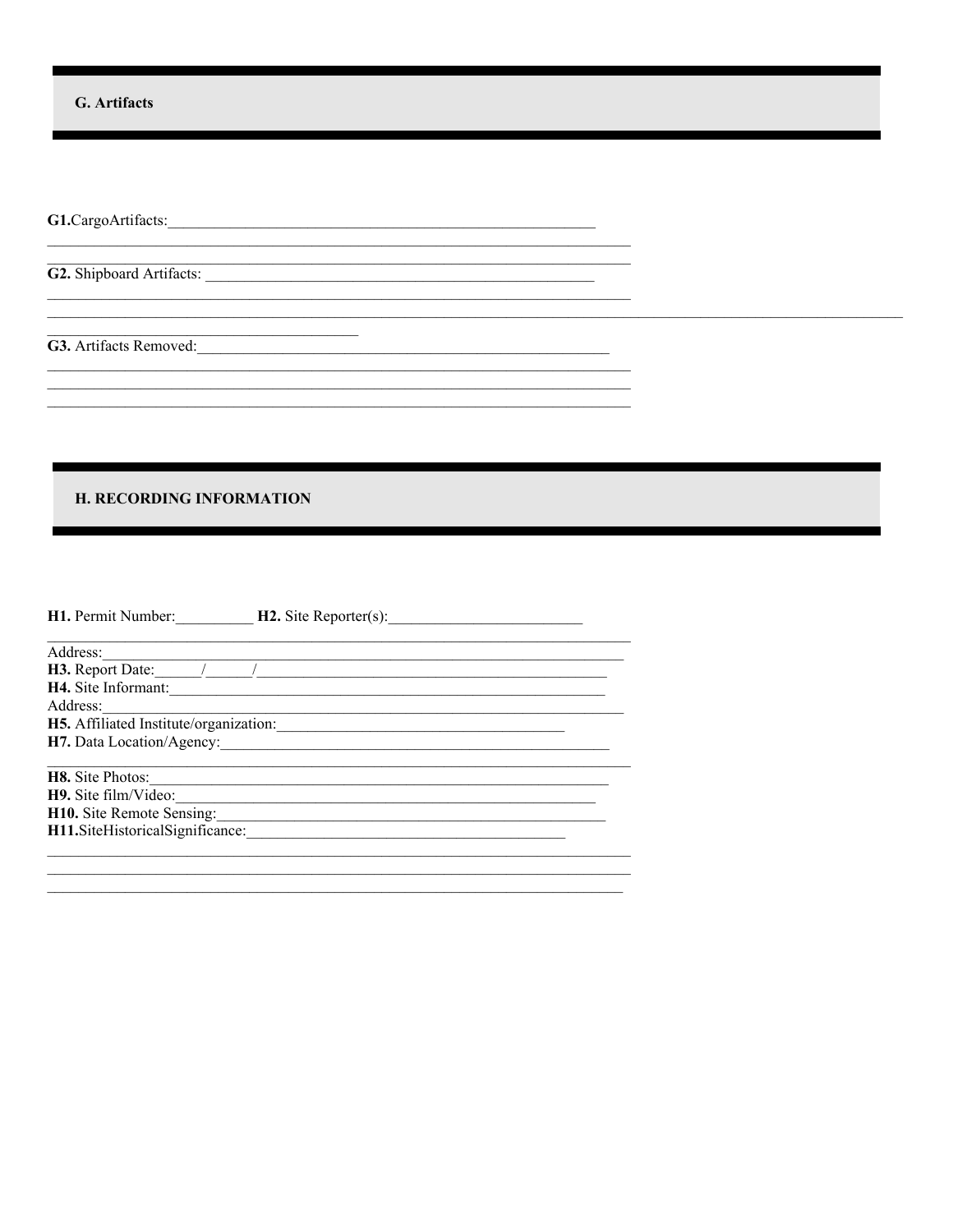## G. Artifacts

**G1.** CargoArtifacts:____________________________________________________________
______________________________________________________________________________
______________________________________________________________________________

**G2.** Shipboard Artifacts: ____________________________________________________
______________________________________________________________________________
______________________________________________________________________________
__________________________________________

**G3.** Artifacts Removed:______________________________________________________
______________________________________________________________________________
______________________________________________________________________________
______________________________________________________________________________

## H. RECORDING INFORMATION

**H1.** Permit Number:__________ **H2.** Site Reporter(s):__________________________
______________________________________________________________________________
Address:______________________________________________________________________
**H3.** Report Date:______/______/______________________________________________
**H4.** Site Informant:__________________________________________________________
Address:______________________________________________________________________
**H5.** Affiliated Institute/organization:______________________________________
**H7.** Data Location/Agency:____________________________________________________
______________________________________________________________________________
**H8.** Site Photos:____________________________________________________________
**H9.** Site film/Video:_________________________________________________________
**H10.** Site Remote Sensing:____________________________________________________
**H11.** SiteHistoricalSignificance:____________________________________________
______________________________________________________________________________
______________________________________________________________________________
______________________________________________________________________________